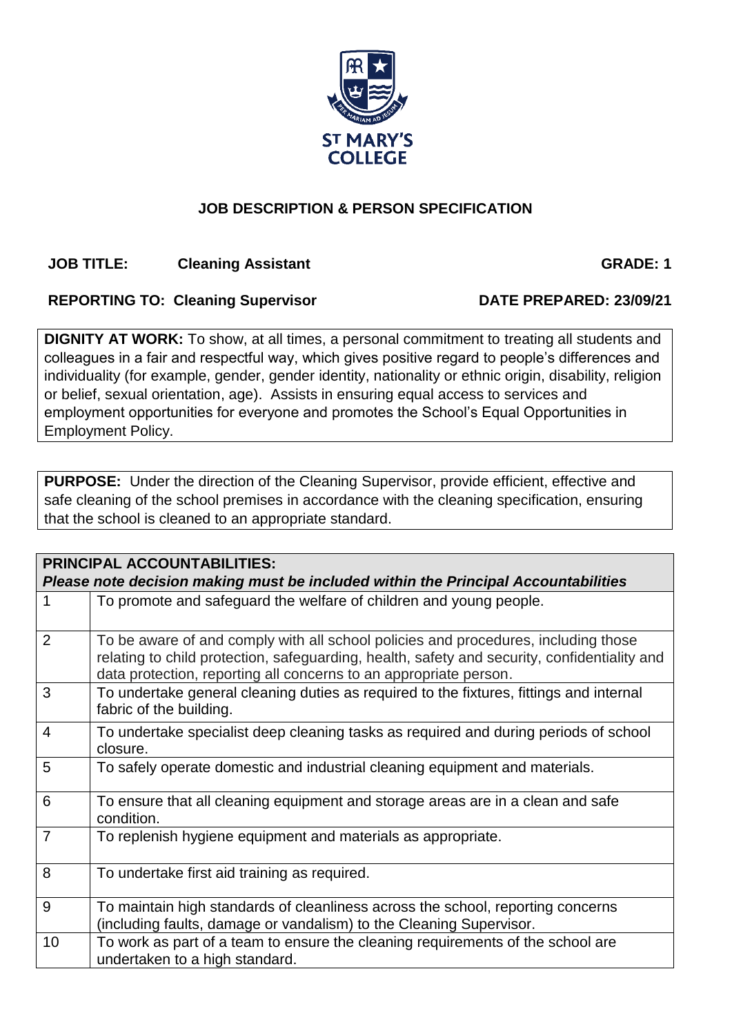ST MARY'S COLLEGE

## JOB DESCRIPTION & PERSON SPECIFICATION

**JOB TITLE:** **Cleaning Assistant** **GRADE: 1**

**REPORTING TO: Cleaning Supervisor** **DATE PREPARED: 23/09/21**

**DIGNITY AT WORK:** To show, at all times, a personal commitment to treating all students and colleagues in a fair and respectful way, which gives positive regard to people's differences and individuality (for example, gender, gender identity, nationality or ethnic origin, disability, religion or belief, sexual orientation, age). Assists in ensuring equal access to services and employment opportunities for everyone and promotes the School's Equal Opportunities in Employment Policy.

**PURPOSE:** Under the direction of the Cleaning Supervisor, provide efficient, effective and safe cleaning of the school premises in accordance with the cleaning specification, ensuring that the school is cleaned to an appropriate standard.

| **PRINCIPAL ACCOUNTABILITIES:** *Please note decision making must be included within the Principal Accountabilities* | |
|---|---|
| 1 | To promote and safeguard the welfare of children and young people. |
| 2 | To be aware of and comply with all school policies and procedures, including those relating to child protection, safeguarding, health, safety and security, confidentiality and data protection, reporting all concerns to an appropriate person. |
| 3 | To undertake general cleaning duties as required to the fixtures, fittings and internal fabric of the building. |
| 4 | To undertake specialist deep cleaning tasks as required and during periods of school closure. |
| 5 | To safely operate domestic and industrial cleaning equipment and materials. |
| 6 | To ensure that all cleaning equipment and storage areas are in a clean and safe condition. |
| 7 | To replenish hygiene equipment and materials as appropriate. |
| 8 | To undertake first aid training as required. |
| 9 | To maintain high standards of cleanliness across the school, reporting concerns (including faults, damage or vandalism) to the Cleaning Supervisor. |
| 10 | To work as part of a team to ensure the cleaning requirements of the school are undertaken to a high standard. |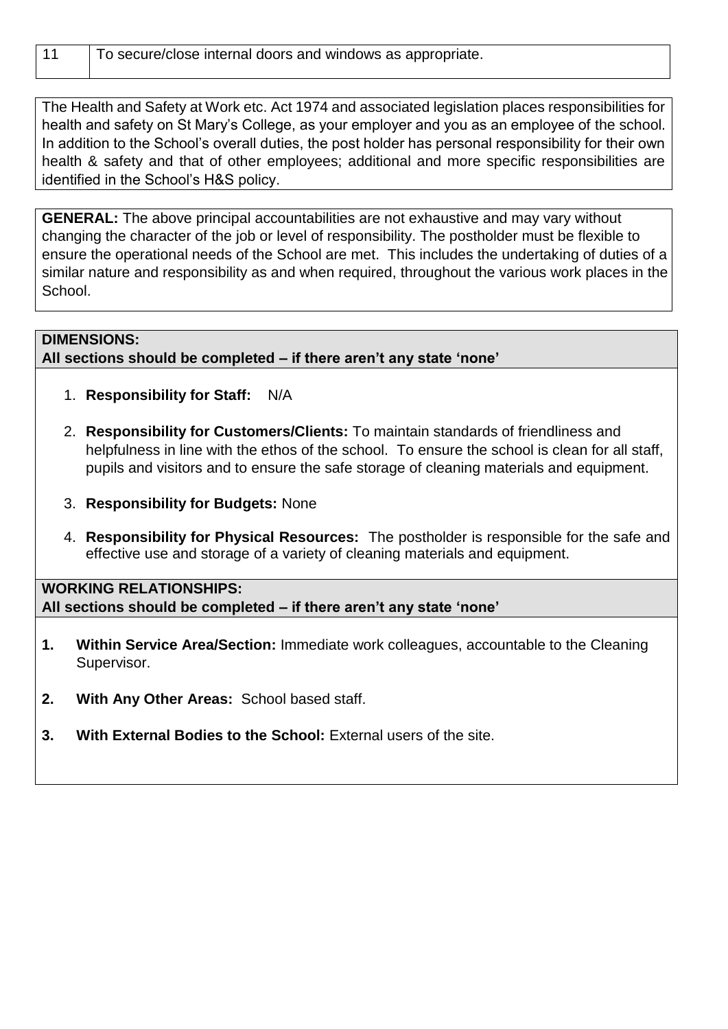| 11 | To secure/close internal doors and windows as appropriate. |
|---|---|

The Health and Safety at Work etc. Act 1974 and associated legislation places responsibilities for health and safety on St Mary's College, as your employer and you as an employee of the school. In addition to the School's overall duties, the post holder has personal responsibility for their own health & safety and that of other employees; additional and more specific responsibilities are identified in the School's H&S policy.

**GENERAL:** The above principal accountabilities are not exhaustive and may vary without changing the character of the job or level of responsibility. The postholder must be flexible to ensure the operational needs of the School are met. This includes the undertaking of duties of a similar nature and responsibility as and when required, throughout the various work places in the School.

**DIMENSIONS:**
**All sections should be completed – if there aren't any state 'none'**

1. **Responsibility for Staff:** N/A
2. **Responsibility for Customers/Clients:** To maintain standards of friendliness and helpfulness in line with the ethos of the school. To ensure the school is clean for all staff, pupils and visitors and to ensure the safe storage of cleaning materials and equipment.
3. **Responsibility for Budgets:** None
4. **Responsibility for Physical Resources:** The postholder is responsible for the safe and effective use and storage of a variety of cleaning materials and equipment.

**WORKING RELATIONSHIPS:**
**All sections should be completed – if there aren't any state 'none'**

1. **Within Service Area/Section:** Immediate work colleagues, accountable to the Cleaning Supervisor.
2. **With Any Other Areas:** School based staff.
3. **With External Bodies to the School:** External users of the site.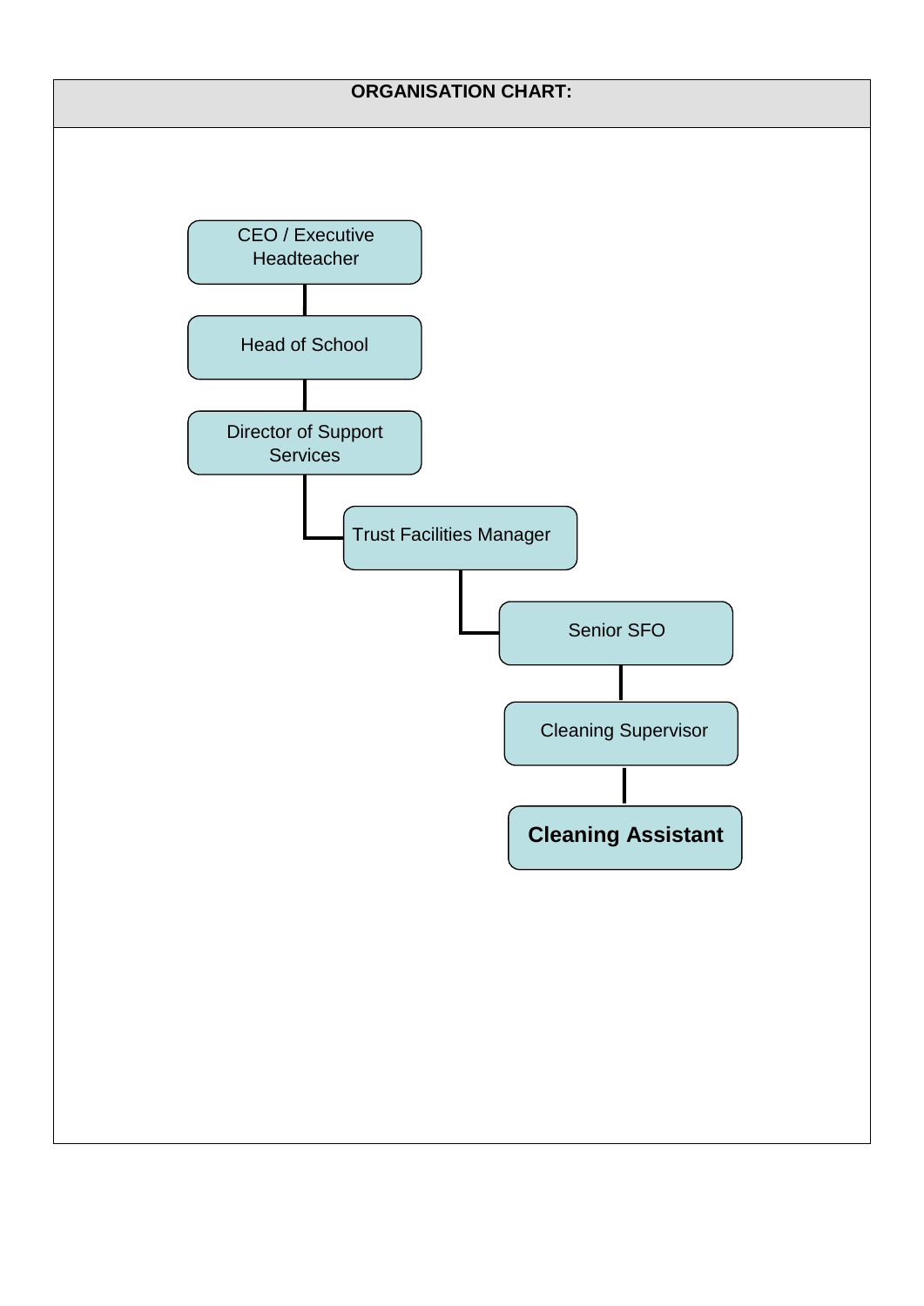**ORGANISATION CHART:**

- CEO / Executive Headteacher
  - Head of School
    - Director of Support Services
      - Trust Facilities Manager
        - Senior SFO
          - Cleaning Supervisor
            - **Cleaning Assistant**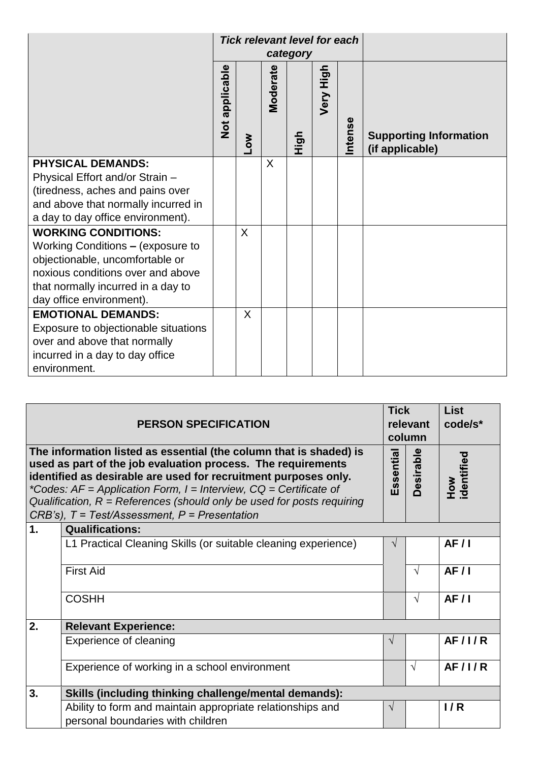| | *Tick relevant level for each category* | | | | | | |
|---|---|---|---|---|---|---|---|
| | Not applicable | Low | Moderate | High | Very High | Intense | Supporting Information (if applicable) |
| **PHYSICAL DEMANDS:** Physical Effort and/or Strain – (tiredness, aches and pains over and above that normally incurred in a day to day office environment). | | | X | | | | |
| **WORKING CONDITIONS:** Working Conditions **–** (exposure to objectionable, uncomfortable or noxious conditions over and above that normally incurred in a day to day office environment). | | X | | | | | |
| **EMOTIONAL DEMANDS:** Exposure to objectionable situations over and above that normally incurred in a day to day office environment. | | X | | | | | |

| **PERSON SPECIFICATION** | | Tick relevant column | | List code/s* |
|---|---|---|---|---|
| **The information listed as essential (the column that is shaded) is used as part of the job evaluation process. The requirements identified as desirable are used for recruitment purposes only.** *Codes: AF = Application Form, I = Interview, CQ = Certificate of Qualification, R = References (should only be used for posts requiring CRB's), T = Test/Assessment, P = Presentation* | | Essential | Desirable | How identified |
| **1.** | **Qualifications:** | | | |
| | L1 Practical Cleaning Skills (or suitable cleaning experience) | √ | | **AF / I** |
| | First Aid | | √ | **AF / I** |
| | COSHH | | √ | **AF / I** |
| **2.** | **Relevant Experience:** | | | |
| | Experience of cleaning | √ | | **AF / I / R** |
| | Experience of working in a school environment | | √ | **AF / I / R** |
| **3.** | **Skills (including thinking challenge/mental demands):** | | | |
| | Ability to form and maintain appropriate relationships and personal boundaries with children | √ | | **I / R** |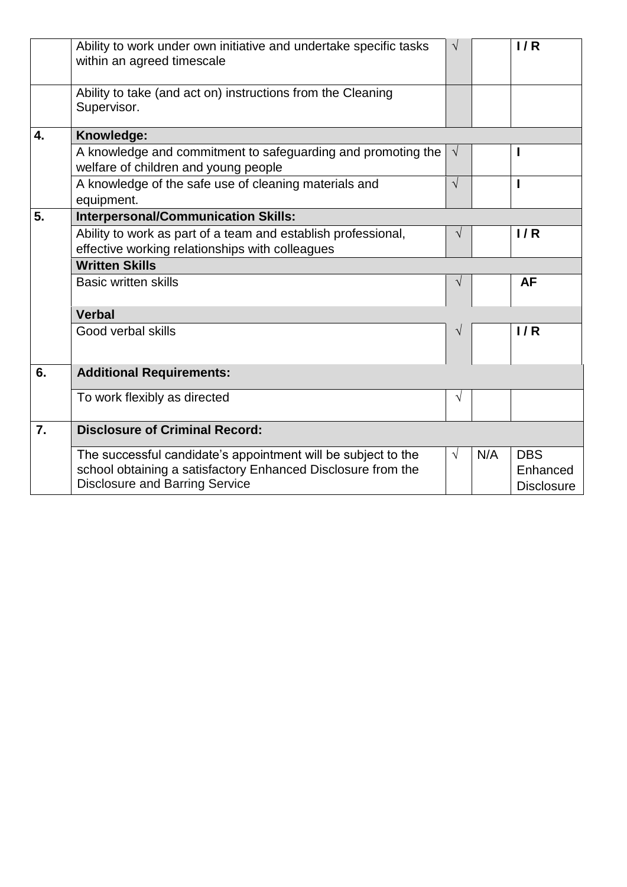| | | | | |
|---|---|---|---|---|
| | Ability to work under own initiative and undertake specific tasks within an agreed timescale | √ | | **I / R** |
| | Ability to take (and act on) instructions from the Cleaning Supervisor. | | | |
| **4.** | **Knowledge:** | | | |
| | A knowledge and commitment to safeguarding and promoting the welfare of children and young people | √ | | **I** |
| | A knowledge of the safe use of cleaning materials and equipment. | √ | | **I** |
| **5.** | **Interpersonal/Communication Skills:** | | | |
| | Ability to work as part of a team and establish professional, effective working relationships with colleagues | √ | | **I / R** |
| | **Written Skills** | | | |
| | Basic written skills | √ | | **AF** |
| | **Verbal** | | | |
| | Good verbal skills | √ | | **I / R** |
| **6.** | **Additional Requirements:** | | | |
| | To work flexibly as directed | √ | | |
| **7.** | **Disclosure of Criminal Record:** | | | |
| | The successful candidate's appointment will be subject to the school obtaining a satisfactory Enhanced Disclosure from the Disclosure and Barring Service | √ | N/A | DBS Enhanced Disclosure |